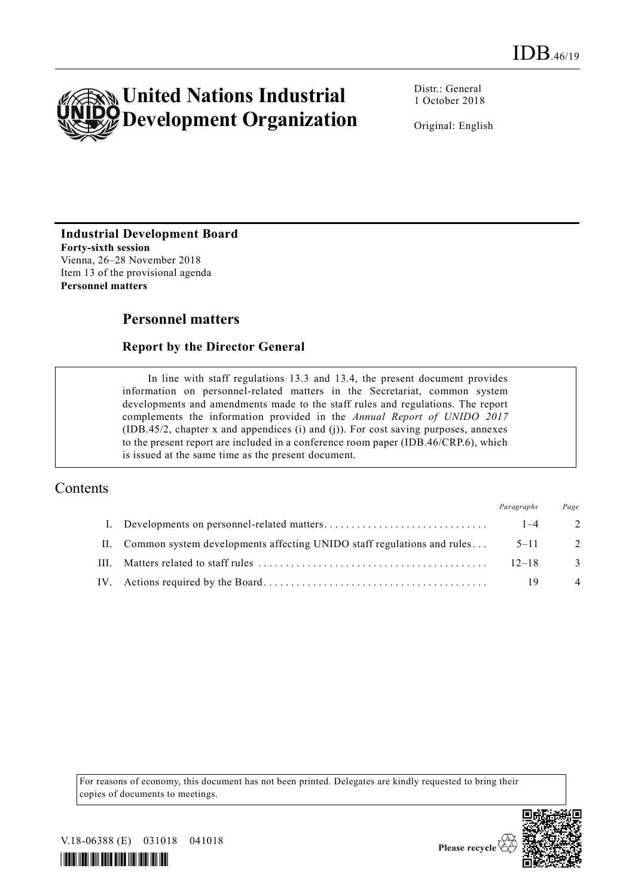IDB.46/19

# United Nations Industrial Development Organization

Distr.: General
1 October 2018

Original: English

**Industrial Development Board**
**Forty-sixth session**
Vienna, 26–28 November 2018
Item 13 of the provisional agenda
**Personnel matters**

## Personnel matters

### Report by the Director General

> In line with staff regulations 13.3 and 13.4, the present document provides information on personnel-related matters in the Secretariat, common system developments and amendments made to the staff rules and regulations. The report complements the information provided in the *Annual Report of UNIDO 2017* (IDB.45/2, chapter x and appendices (i) and (j)). For cost saving purposes, annexes to the present report are included in a conference room paper (IDB.46/CRP.6), which is issued at the same time as the present document.

## Contents

| | | *Paragraphs* | *Page* |
|---|---|---|---|
| I. | Developments on personnel-related matters | 1–4 | 2 |
| II. | Common system developments affecting UNIDO staff regulations and rules | 5–11 | 2 |
| III. | Matters related to staff rules | 12–18 | 3 |
| IV. | Actions required by the Board | 19 | 4 |

For reasons of economy, this document has not been printed. Delegates are kindly requested to bring their copies of documents to meetings.

V.18-06388 (E) 031018 041018

Please recycle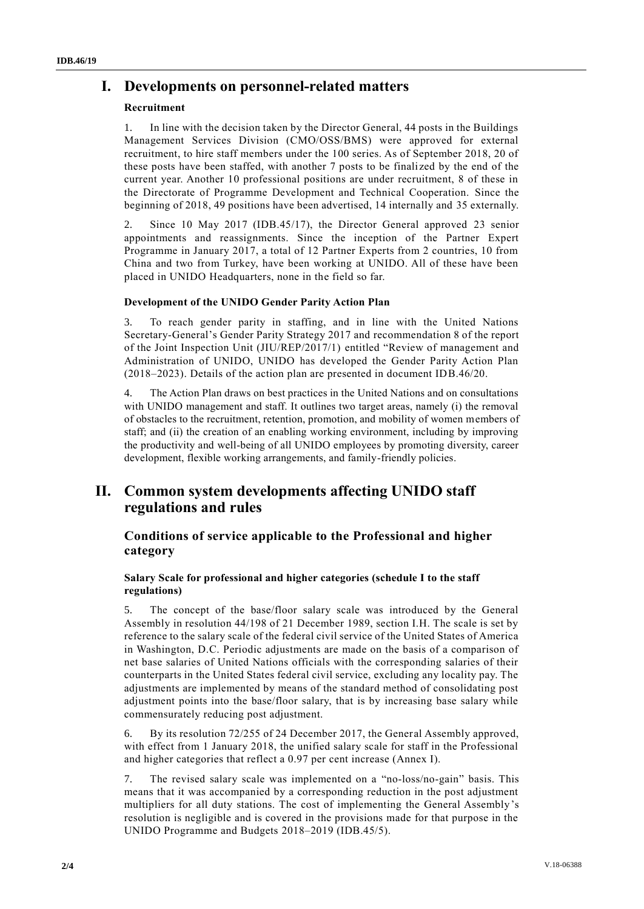# I. Developments on personnel-related matters

### Recruitment

1. In line with the decision taken by the Director General, 44 posts in the Buildings Management Services Division (CMO/OSS/BMS) were approved for external recruitment, to hire staff members under the 100 series. As of September 2018, 20 of these posts have been staffed, with another 7 posts to be finalized by the end of the current year. Another 10 professional positions are under recruitment, 8 of these in the Directorate of Programme Development and Technical Cooperation. Since the beginning of 2018, 49 positions have been advertised, 14 internally and 35 externally.

2. Since 10 May 2017 (IDB.45/17), the Director General approved 23 senior appointments and reassignments. Since the inception of the Partner Expert Programme in January 2017, a total of 12 Partner Experts from 2 countries, 10 from China and two from Turkey, have been working at UNIDO. All of these have been placed in UNIDO Headquarters, none in the field so far.

### Development of the UNIDO Gender Parity Action Plan

3. To reach gender parity in staffing, and in line with the United Nations Secretary-General's Gender Parity Strategy 2017 and recommendation 8 of the report of the Joint Inspection Unit (JIU/REP/2017/1) entitled "Review of management and Administration of UNIDO, UNIDO has developed the Gender Parity Action Plan (2018–2023). Details of the action plan are presented in document IDB.46/20.

4. The Action Plan draws on best practices in the United Nations and on consultations with UNIDO management and staff. It outlines two target areas, namely (i) the removal of obstacles to the recruitment, retention, promotion, and mobility of women members of staff; and (ii) the creation of an enabling working environment, including by improving the productivity and well-being of all UNIDO employees by promoting diversity, career development, flexible working arrangements, and family-friendly policies.

# II. Common system developments affecting UNIDO staff regulations and rules

## Conditions of service applicable to the Professional and higher category

### Salary Scale for professional and higher categories (schedule I to the staff regulations)

5. The concept of the base/floor salary scale was introduced by the General Assembly in resolution 44/198 of 21 December 1989, section I.H. The scale is set by reference to the salary scale of the federal civil service of the United States of America in Washington, D.C. Periodic adjustments are made on the basis of a comparison of net base salaries of United Nations officials with the corresponding salaries of their counterparts in the United States federal civil service, excluding any locality pay. The adjustments are implemented by means of the standard method of consolidating post adjustment points into the base/floor salary, that is by increasing base salary while commensurately reducing post adjustment.

6. By its resolution 72/255 of 24 December 2017, the General Assembly approved, with effect from 1 January 2018, the unified salary scale for staff in the Professional and higher categories that reflect a 0.97 per cent increase (Annex I).

7. The revised salary scale was implemented on a "no-loss/no-gain" basis. This means that it was accompanied by a corresponding reduction in the post adjustment multipliers for all duty stations. The cost of implementing the General Assembly's resolution is negligible and is covered in the provisions made for that purpose in the UNIDO Programme and Budgets 2018–2019 (IDB.45/5).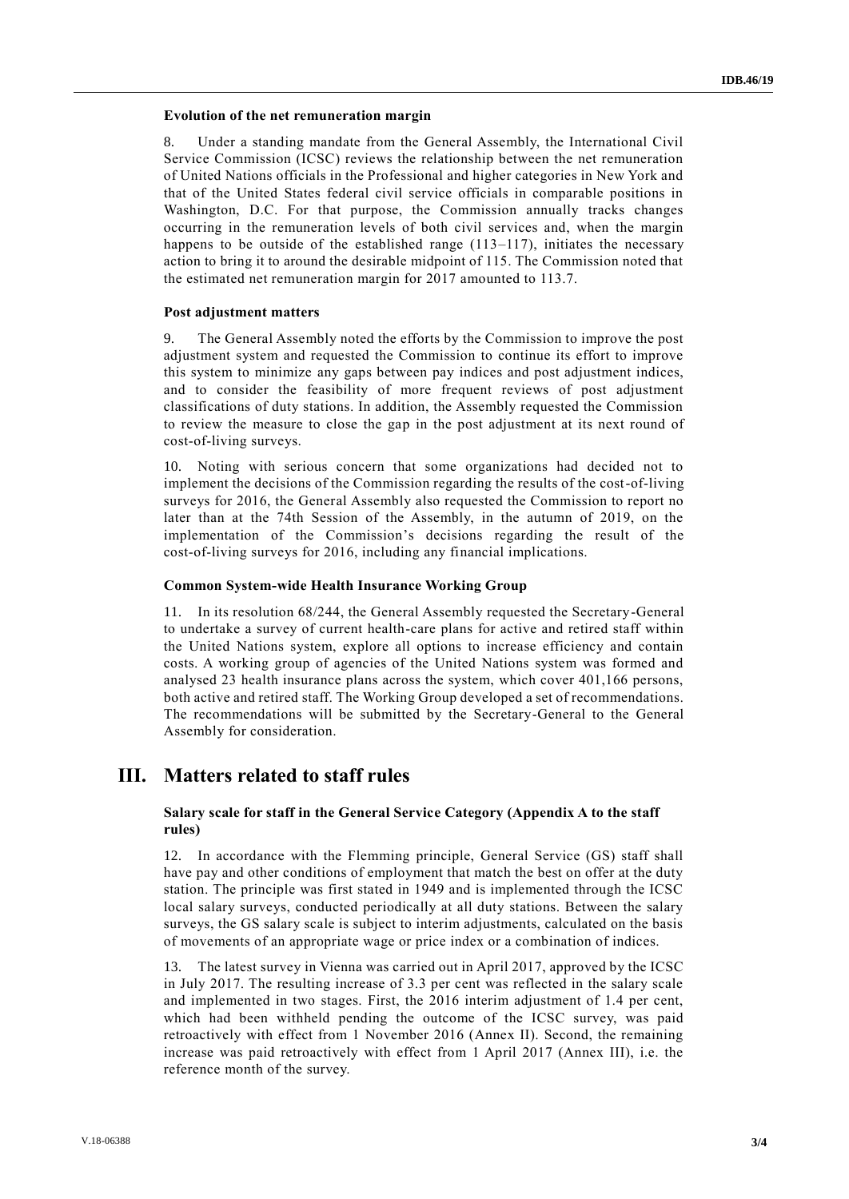### Evolution of the net remuneration margin

8. Under a standing mandate from the General Assembly, the International Civil Service Commission (ICSC) reviews the relationship between the net remuneration of United Nations officials in the Professional and higher categories in New York and that of the United States federal civil service officials in comparable positions in Washington, D.C. For that purpose, the Commission annually tracks changes occurring in the remuneration levels of both civil services and, when the margin happens to be outside of the established range (113–117), initiates the necessary action to bring it to around the desirable midpoint of 115. The Commission noted that the estimated net remuneration margin for 2017 amounted to 113.7.

### Post adjustment matters

9. The General Assembly noted the efforts by the Commission to improve the post adjustment system and requested the Commission to continue its effort to improve this system to minimize any gaps between pay indices and post adjustment indices, and to consider the feasibility of more frequent reviews of post adjustment classifications of duty stations. In addition, the Assembly requested the Commission to review the measure to close the gap in the post adjustment at its next round of cost-of-living surveys.

10. Noting with serious concern that some organizations had decided not to implement the decisions of the Commission regarding the results of the cost-of-living surveys for 2016, the General Assembly also requested the Commission to report no later than at the 74th Session of the Assembly, in the autumn of 2019, on the implementation of the Commission's decisions regarding the result of the cost-of-living surveys for 2016, including any financial implications.

### Common System-wide Health Insurance Working Group

11. In its resolution 68/244, the General Assembly requested the Secretary-General to undertake a survey of current health-care plans for active and retired staff within the United Nations system, explore all options to increase efficiency and contain costs. A working group of agencies of the United Nations system was formed and analysed 23 health insurance plans across the system, which cover 401,166 persons, both active and retired staff. The Working Group developed a set of recommendations. The recommendations will be submitted by the Secretary-General to the General Assembly for consideration.

# III. Matters related to staff rules

### Salary scale for staff in the General Service Category (Appendix A to the staff rules)

12. In accordance with the Flemming principle, General Service (GS) staff shall have pay and other conditions of employment that match the best on offer at the duty station. The principle was first stated in 1949 and is implemented through the ICSC local salary surveys, conducted periodically at all duty stations. Between the salary surveys, the GS salary scale is subject to interim adjustments, calculated on the basis of movements of an appropriate wage or price index or a combination of indices.

13. The latest survey in Vienna was carried out in April 2017, approved by the ICSC in July 2017. The resulting increase of 3.3 per cent was reflected in the salary scale and implemented in two stages. First, the 2016 interim adjustment of 1.4 per cent, which had been withheld pending the outcome of the ICSC survey, was paid retroactively with effect from 1 November 2016 (Annex II). Second, the remaining increase was paid retroactively with effect from 1 April 2017 (Annex III), i.e. the reference month of the survey.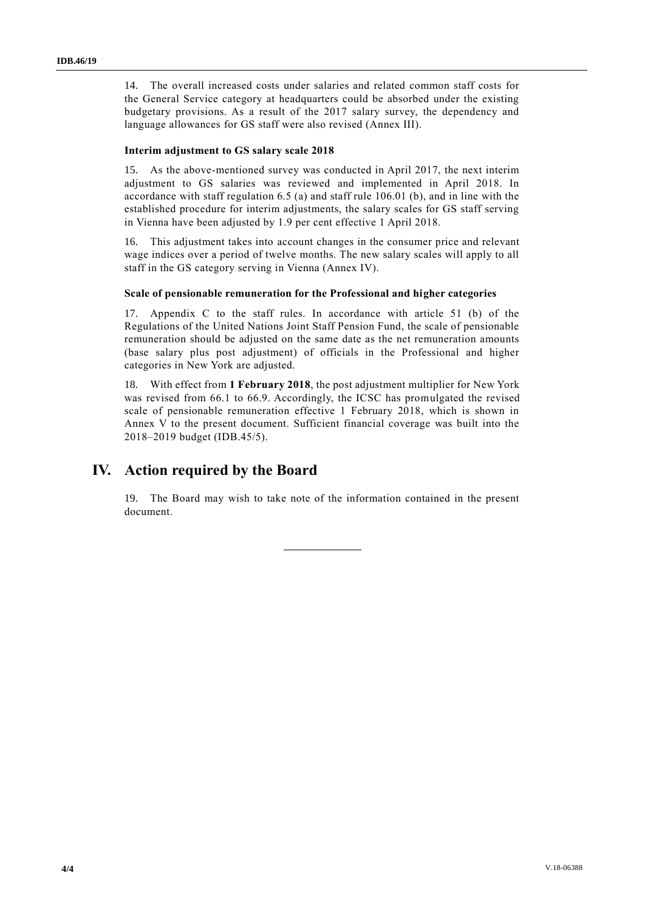14. The overall increased costs under salaries and related common staff costs for the General Service category at headquarters could be absorbed under the existing budgetary provisions. As a result of the 2017 salary survey, the dependency and language allowances for GS staff were also revised (Annex III).

**Interim adjustment to GS salary scale 2018**

15. As the above-mentioned survey was conducted in April 2017, the next interim adjustment to GS salaries was reviewed and implemented in April 2018. In accordance with staff regulation 6.5 (a) and staff rule 106.01 (b), and in line with the established procedure for interim adjustments, the salary scales for GS staff serving in Vienna have been adjusted by 1.9 per cent effective 1 April 2018.

16. This adjustment takes into account changes in the consumer price and relevant wage indices over a period of twelve months. The new salary scales will apply to all staff in the GS category serving in Vienna (Annex IV).

**Scale of pensionable remuneration for the Professional and higher categories**

17. Appendix C to the staff rules. In accordance with article 51 (b) of the Regulations of the United Nations Joint Staff Pension Fund, the scale of pensionable remuneration should be adjusted on the same date as the net remuneration amounts (base salary plus post adjustment) of officials in the Professional and higher categories in New York are adjusted.

18. With effect from **1 February 2018**, the post adjustment multiplier for New York was revised from 66.1 to 66.9. Accordingly, the ICSC has promulgated the revised scale of pensionable remuneration effective 1 February 2018, which is shown in Annex V to the present document. Sufficient financial coverage was built into the 2018–2019 budget (IDB.45/5).

# IV. Action required by the Board

19. The Board may wish to take note of the information contained in the present document.